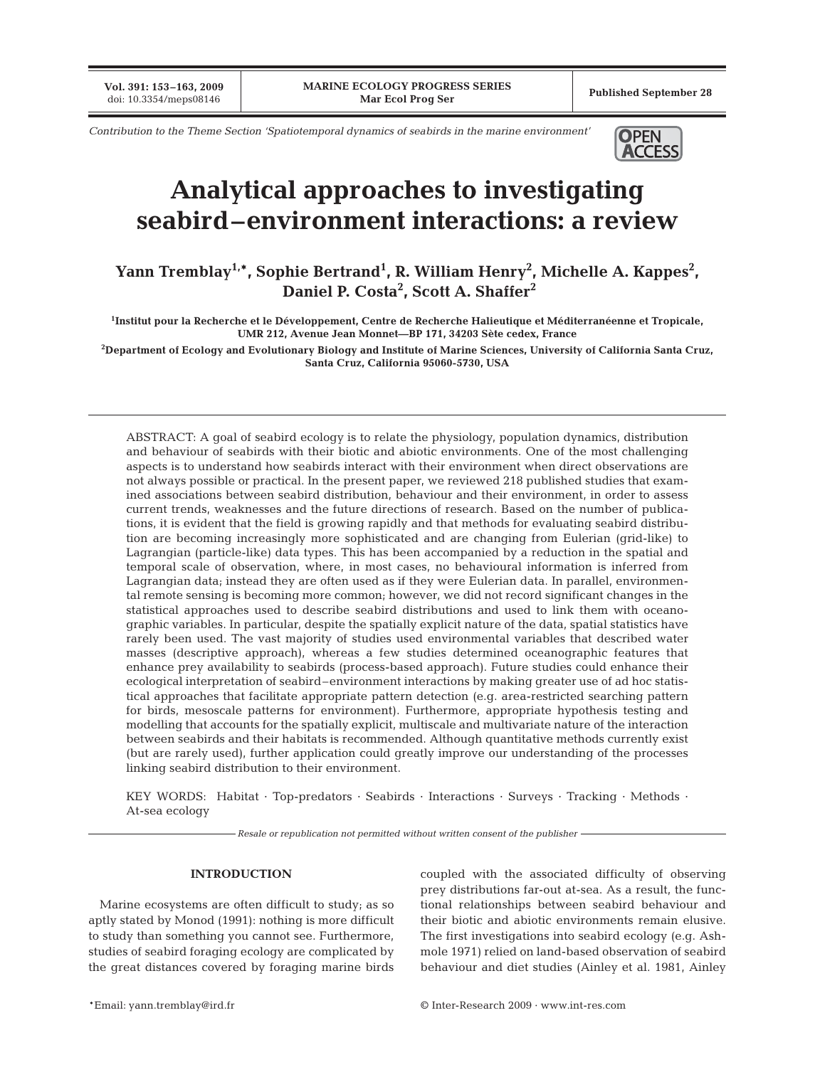Contribution to the Theme Section 'Spatiotemporal dynamics of seabirds in the marine environment'

# Analytical approaches to investigating seabird–environment interactions: a review

**Yann Tremblay[1,*], Sophie Bertrand[1], R. William Henry[2], Michelle A. Kappes[2], Daniel P. Costa[2], Scott A. Shaffer[2]**

[1]Institut pour la Recherche et le Développement, Centre de Recherche Halieutique et Méditerranéenne et Tropicale, UMR 212, Avenue Jean Monnet—BP 171, 34203 Sète cedex, France

[2]Department of Ecology and Evolutionary Biology and Institute of Marine Sciences, University of California Santa Cruz, Santa Cruz, California 95060-5730, USA

ABSTRACT: A goal of seabird ecology is to relate the physiology, population dynamics, distribution and behaviour of seabirds with their biotic and abiotic environments. One of the most challenging aspects is to understand how seabirds interact with their environment when direct observations are not always possible or practical. In the present paper, we reviewed 218 published studies that examined associations between seabird distribution, behaviour and their environment, in order to assess current trends, weaknesses and the future directions of research. Based on the number of publications, it is evident that the field is growing rapidly and that methods for evaluating seabird distribution are becoming increasingly more sophisticated and are changing from Eulerian (grid-like) to Lagrangian (particle-like) data types. This has been accompanied by a reduction in the spatial and temporal scale of observation, where, in most cases, no behavioural information is inferred from Lagrangian data; instead they are often used as if they were Eulerian data. In parallel, environmental remote sensing is becoming more common; however, we did not record significant changes in the statistical approaches used to describe seabird distributions and used to link them with oceanographic variables. In particular, despite the spatially explicit nature of the data, spatial statistics have rarely been used. The vast majority of studies used environmental variables that described water masses (descriptive approach), whereas a few studies determined oceanographic features that enhance prey availability to seabirds (process-based approach). Future studies could enhance their ecological interpretation of seabird–environment interactions by making greater use of ad hoc statistical approaches that facilitate appropriate pattern detection (e.g. area-restricted searching pattern for birds, mesoscale patterns for environment). Furthermore, appropriate hypothesis testing and modelling that accounts for the spatially explicit, multiscale and multivariate nature of the interaction between seabirds and their habitats is recommended. Although quantitative methods currently exist (but are rarely used), further application could greatly improve our understanding of the processes linking seabird distribution to their environment.

KEY WORDS: Habitat · Top-predators · Seabirds · Interactions · Surveys · Tracking · Methods · At-sea ecology

*Resale or republication not permitted without written consent of the publisher*

## INTRODUCTION

Marine ecosystems are often difficult to study; as so aptly stated by Monod (1991): nothing is more difficult to study than something you cannot see. Furthermore, studies of seabird foraging ecology are complicated by the great distances covered by foraging marine birds coupled with the associated difficulty of observing prey distributions far-out at-sea. As a result, the functional relationships between seabird behaviour and their biotic and abiotic environments remain elusive. The first investigations into seabird ecology (e.g. Ashmole 1971) relied on land-based observation of seabird behaviour and diet studies (Ainley et al. 1981, Ainley

*Email: yann.tremblay@ird.fr

© Inter-Research 2009 · www.int-res.com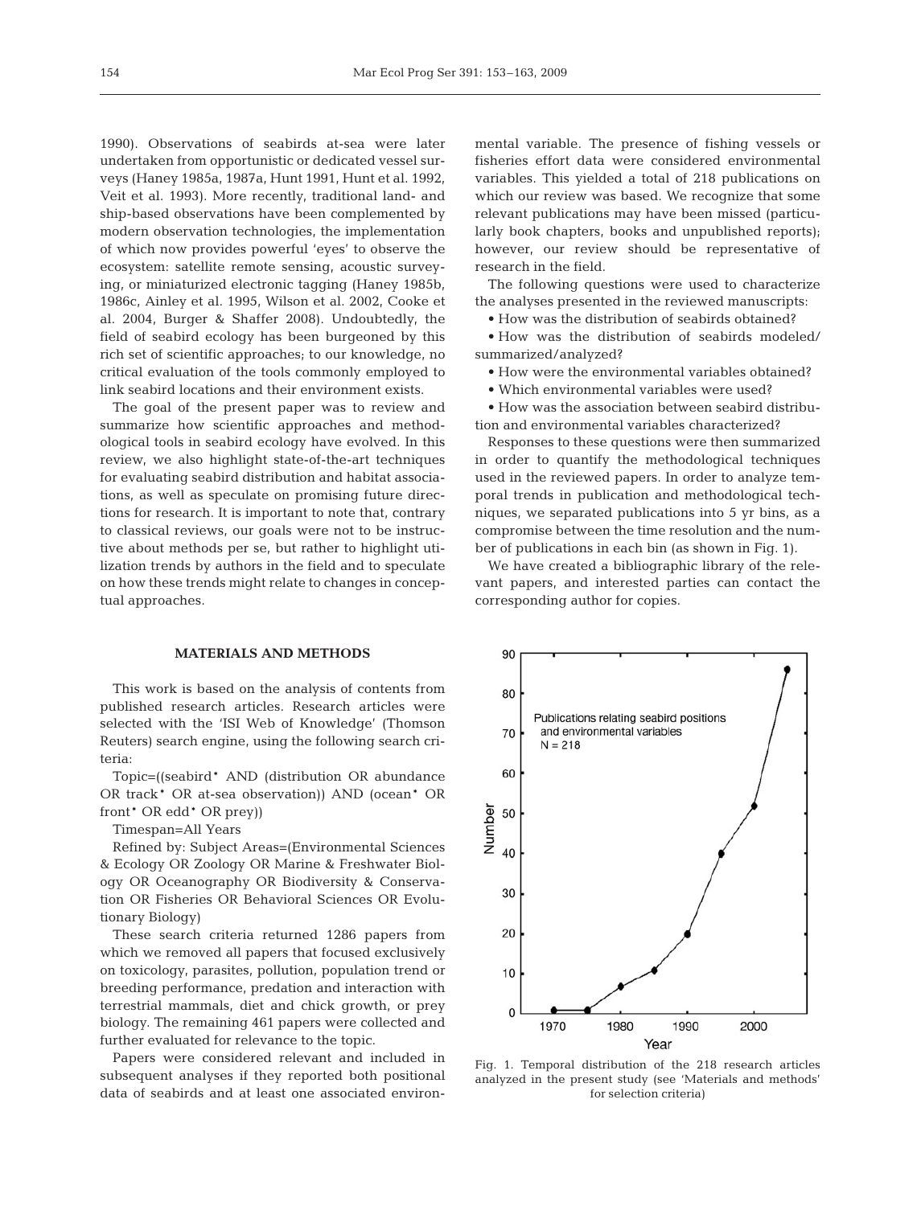1990). Observations of seabirds at-sea were later undertaken from opportunistic or dedicated vessel surveys (Haney 1985a, 1987a, Hunt 1991, Hunt et al. 1992, Veit et al. 1993). More recently, traditional land- and ship-based observations have been complemented by modern observation technologies, the implementation of which now provides powerful 'eyes' to observe the ecosystem: satellite remote sensing, acoustic surveying, or miniaturized electronic tagging (Haney 1985b, 1986c, Ainley et al. 1995, Wilson et al. 2002, Cooke et al. 2004, Burger & Shaffer 2008). Undoubtedly, the field of seabird ecology has been burgeoned by this rich set of scientific approaches; to our knowledge, no critical evaluation of the tools commonly employed to link seabird locations and their environment exists.

The goal of the present paper was to review and summarize how scientific approaches and methodological tools in seabird ecology have evolved. In this review, we also highlight state-of-the-art techniques for evaluating seabird distribution and habitat associations, as well as speculate on promising future directions for research. It is important to note that, contrary to classical reviews, our goals were not to be instructive about methods per se, but rather to highlight utilization trends by authors in the field and to speculate on how these trends might relate to changes in conceptual approaches.

## MATERIALS AND METHODS

This work is based on the analysis of contents from published research articles. Research articles were selected with the 'ISI Web of Knowledge' (Thomson Reuters) search engine, using the following search criteria:

Topic=((seabird* AND (distribution OR abundance OR track* OR at-sea observation)) AND (ocean* OR front* OR edd* OR prey))

Timespan=All Years

Refined by: Subject Areas=(Environmental Sciences & Ecology OR Zoology OR Marine & Freshwater Biology OR Oceanography OR Biodiversity & Conservation OR Fisheries OR Behavioral Sciences OR Evolutionary Biology)

These search criteria returned 1286 papers from which we removed all papers that focused exclusively on toxicology, parasites, pollution, population trend or breeding performance, predation and interaction with terrestrial mammals, diet and chick growth, or prey biology. The remaining 461 papers were collected and further evaluated for relevance to the topic.

Papers were considered relevant and included in subsequent analyses if they reported both positional data of seabirds and at least one associated environmental variable. The presence of fishing vessels or fisheries effort data were considered environmental variables. This yielded a total of 218 publications on which our review was based. We recognize that some relevant publications may have been missed (particularly book chapters, books and unpublished reports); however, our review should be representative of research in the field.

The following questions were used to characterize the analyses presented in the reviewed manuscripts:

- How was the distribution of seabirds obtained?
- How was the distribution of seabirds modeled/summarized/analyzed?
- How were the environmental variables obtained?
- Which environmental variables were used?
- How was the association between seabird distribution and environmental variables characterized?

Responses to these questions were then summarized in order to quantify the methodological techniques used in the reviewed papers. In order to analyze temporal trends in publication and methodological techniques, we separated publications into 5 yr bins, as a compromise between the time resolution and the number of publications in each bin (as shown in Fig. 1).

We have created a bibliographic library of the relevant papers, and interested parties can contact the corresponding author for copies.

Fig. 1. Temporal distribution of the 218 research articles analyzed in the present study (see 'Materials and methods' for selection criteria)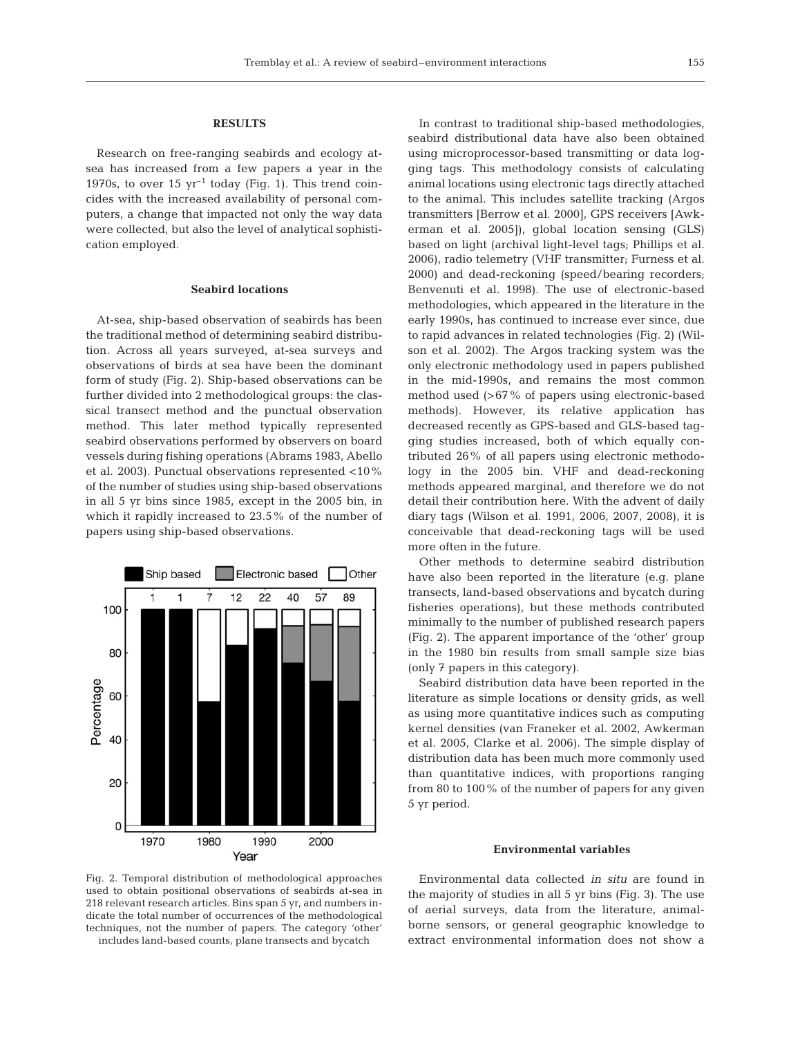## RESULTS

Research on free-ranging seabirds and ecology at-sea has increased from a few papers a year in the 1970s, to over 15 $yr^{-1}$ today (Fig. 1). This trend coincides with the increased availability of personal computers, a change that impacted not only the way data were collected, but also the level of analytical sophistication employed.

### Seabird locations

At-sea, ship-based observation of seabirds has been the traditional method of determining seabird distribution. Across all years surveyed, at-sea surveys and observations of birds at sea have been the dominant form of study (Fig. 2). Ship-based observations can be further divided into 2 methodological groups: the classical transect method and the punctual observation method. This later method typically represented seabird observations performed by observers on board vessels during fishing operations (Abrams 1983, Abello et al. 2003). Punctual observations represented <10% of the number of studies using ship-based observations in all 5 yr bins since 1985, except in the 2005 bin, in which it rapidly increased to 23.5% of the number of papers using ship-based observations.

Fig. 2. Temporal distribution of methodological approaches used to obtain positional observations of seabirds at-sea in 218 relevant research articles. Bins span 5 yr, and numbers indicate the total number of occurrences of the methodological techniques, not the number of papers. The category 'other' includes land-based counts, plane transects and bycatch

In contrast to traditional ship-based methodologies, seabird distributional data have also been obtained using microprocessor-based transmitting or data logging tags. This methodology consists of calculating animal locations using electronic tags directly attached to the animal. This includes satellite tracking (Argos transmitters [Berrow et al. 2000], GPS receivers [Awkerman et al. 2005]), global location sensing (GLS) based on light (archival light-level tags; Phillips et al. 2006), radio telemetry (VHF transmitter; Furness et al. 2000) and dead-reckoning (speed/bearing recorders; Benvenuti et al. 1998). The use of electronic-based methodologies, which appeared in the literature in the early 1990s, has continued to increase ever since, due to rapid advances in related technologies (Fig. 2) (Wilson et al. 2002). The Argos tracking system was the only electronic methodology used in papers published in the mid-1990s, and remains the most common method used (>67% of papers using electronic-based methods). However, its relative application has decreased recently as GPS-based and GLS-based tagging studies increased, both of which equally contributed 26% of all papers using electronic methodology in the 2005 bin. VHF and dead-reckoning methods appeared marginal, and therefore we do not detail their contribution here. With the advent of daily diary tags (Wilson et al. 1991, 2006, 2007, 2008), it is conceivable that dead-reckoning tags will be used more often in the future.

Other methods to determine seabird distribution have also been reported in the literature (e.g. plane transects, land-based observations and bycatch during fisheries operations), but these methods contributed minimally to the number of published research papers (Fig. 2). The apparent importance of the 'other' group in the 1980 bin results from small sample size bias (only 7 papers in this category).

Seabird distribution data have been reported in the literature as simple locations or density grids, as well as using more quantitative indices such as computing kernel densities (van Franeker et al. 2002, Awkerman et al. 2005, Clarke et al. 2006). The simple display of distribution data has been much more commonly used than quantitative indices, with proportions ranging from 80 to 100% of the number of papers for any given 5 yr period.

### Environmental variables

Environmental data collected *in situ* are found in the majority of studies in all 5 yr bins (Fig. 3). The use of aerial surveys, data from the literature, animal-borne sensors, or general geographic knowledge to extract environmental information does not show a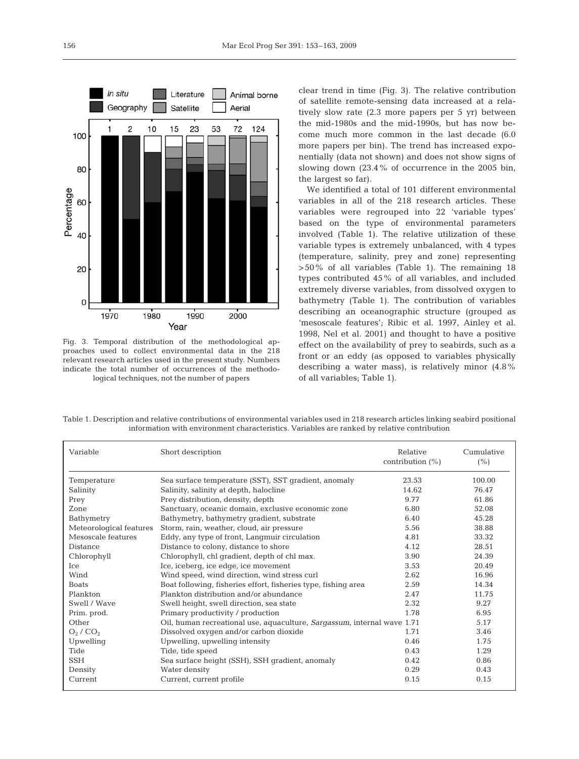Fig. 3. Temporal distribution of the methodological approaches used to collect environmental data in the 218 relevant research articles used in the present study. Numbers indicate the total number of occurrences of the methodological techniques, not the number of papers

clear trend in time (Fig. 3). The relative contribution of satellite remote-sensing data increased at a relatively slow rate (2.3 more papers per 5 yr) between the mid-1980s and the mid-1990s, but has now become much more common in the last decade (6.0 more papers per bin). The trend has increased exponentially (data not shown) and does not show signs of slowing down (23.4% of occurrence in the 2005 bin, the largest so far).

We identified a total of 101 different environmental variables in all of the 218 research articles. These variables were regrouped into 22 'variable types' based on the type of environmental parameters involved (Table 1). The relative utilization of these variable types is extremely unbalanced, with 4 types (temperature, salinity, prey and zone) representing >50% of all variables (Table 1). The remaining 18 types contributed 45% of all variables, and included extremely diverse variables, from dissolved oxygen to bathymetry (Table 1). The contribution of variables describing an oceanographic structure (grouped as 'mesoscale features'; Ribic et al. 1997, Ainley et al. 1998, Nel et al. 2001) and thought to have a positive effect on the availability of prey to seabirds, such as a front or an eddy (as opposed to variables physically describing a water mass), is relatively minor (4.8% of all variables; Table 1).

Table 1. Description and relative contributions of environmental variables used in 218 research articles linking seabird positional information with environment characteristics. Variables are ranked by relative contribution

| Variable | Short description | Relative contribution (%) | Cumulative (%) |
|---|---|---|---|
| Temperature | Sea surface temperature (SST), SST gradient, anomaly | 23.53 | 100.00 |
| Salinity | Salinity, salinity at depth, halocline | 14.62 | 76.47 |
| Prey | Prey distribution, density, depth | 9.77 | 61.86 |
| Zone | Sanctuary, oceanic domain, exclusive economic zone | 6.80 | 52.08 |
| Bathymetry | Bathymetry, bathymetry gradient, substrate | 6.40 | 45.28 |
| Meteorological features | Storm, rain, weather, cloud, air pressure | 5.56 | 38.88 |
| Mesoscale features | Eddy, any type of front, Langmuir circulation | 4.81 | 33.32 |
| Distance | Distance to colony, distance to shore | 4.12 | 28.51 |
| Chlorophyll | Chlorophyll, chl gradient, depth of chl max. | 3.90 | 24.39 |
| Ice | Ice, iceberg, ice edge, ice movement | 3.53 | 20.49 |
| Wind | Wind speed, wind direction, wind stress curl | 2.62 | 16.96 |
| Boats | Boat following, fisheries effort, fisheries type, fishing area | 2.59 | 14.34 |
| Plankton | Plankton distribution and/or abundance | 2.47 | 11.75 |
| Swell / Wave | Swell height, swell direction, sea state | 2.32 | 9.27 |
| Prim. prod. | Primary productivity / production | 1.78 | 6.95 |
| Other | Oil, human recreational use, aquaculture, *Sargassum*, internal wave | 1.71 | 5.17 |
| $O_2$ / $CO_2$ | Dissolved oxygen and/or carbon dioxide | 1.71 | 3.46 |
| Upwelling | Upwelling, upwelling intensity | 0.46 | 1.75 |
| Tide | Tide, tide speed | 0.43 | 1.29 |
| SSH | Sea surface height (SSH), SSH gradient, anomaly | 0.42 | 0.86 |
| Density | Water density | 0.29 | 0.43 |
| Current | Current, current profile | 0.15 | 0.15 |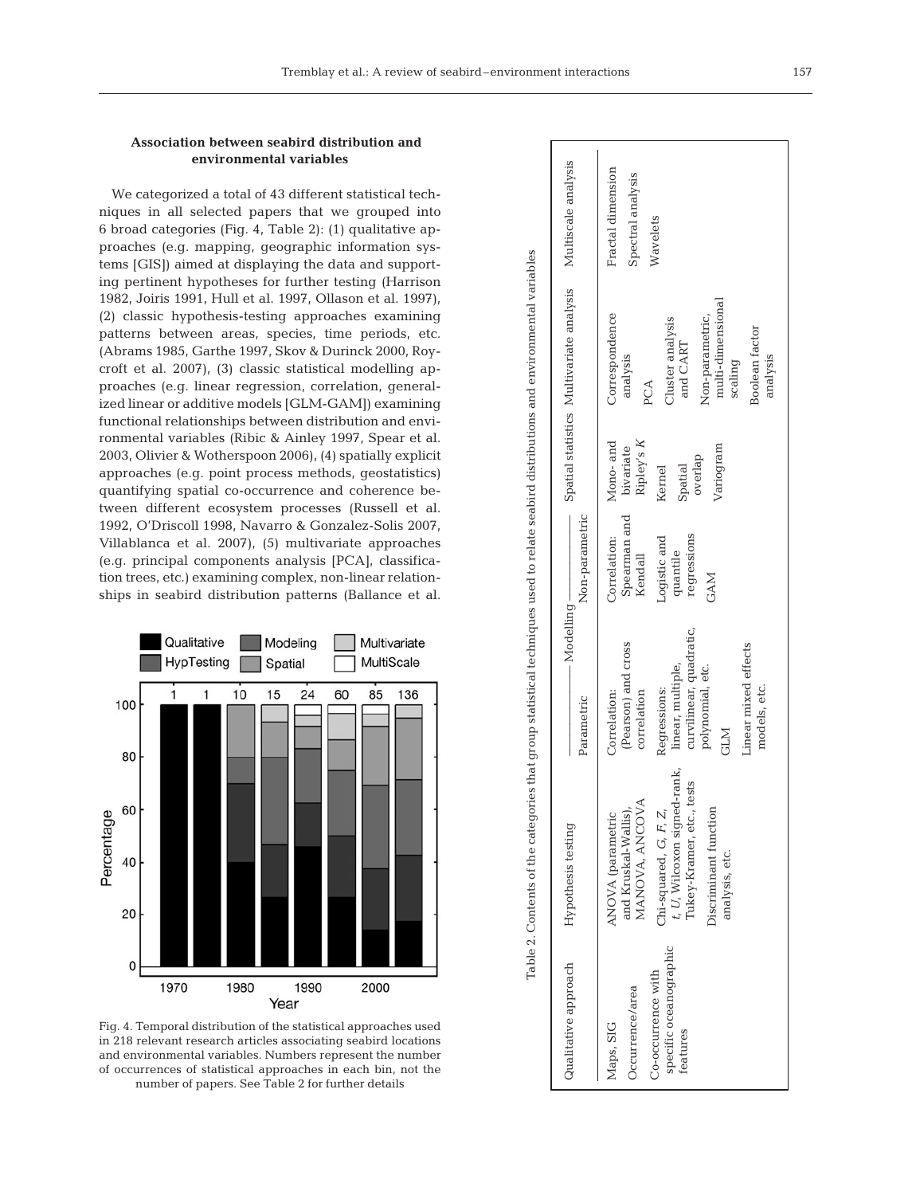### Association between seabird distribution and environmental variables

We categorized a total of 43 different statistical techniques in all selected papers that we grouped into 6 broad categories (Fig. 4, Table 2): (1) qualitative approaches (e.g. mapping, geographic information systems [GIS]) aimed at displaying the data and supporting pertinent hypotheses for further testing (Harrison 1982, Joiris 1991, Hull et al. 1997, Ollason et al. 1997), (2) classic hypothesis-testing approaches examining patterns between areas, species, time periods, etc. (Abrams 1985, Garthe 1997, Skov & Durinck 2000, Roycroft et al. 2007), (3) classic statistical modelling approaches (e.g. linear regression, correlation, generalized linear or additive models [GLM-GAM]) examining functional relationships between distribution and environmental variables (Ribic & Ainley 1997, Spear et al. 2003, Olivier & Wotherspoon 2006), (4) spatially explicit approaches (e.g. point process methods, geostatistics) quantifying spatial co-occurrence and coherence between different ecosystem processes (Russell et al. 1992, O'Driscoll 1998, Navarro & Gonzalez-Solis 2007, Villablanca et al. 2007), (5) multivariate approaches (e.g. principal components analysis [PCA], classification trees, etc.) examining complex, non-linear relationships in seabird distribution patterns (Ballance et al.

Fig. 4. Temporal distribution of the statistical approaches used in 218 relevant research articles associating seabird locations and environmental variables. Numbers represent the number of occurrences of statistical approaches in each bin, not the number of papers. See Table 2 for further details

Table 2. Contents of the categories that group statistical techniques used to relate seabird distributions and environmental variables

| Qualitative approach | Hypothesis testing | Modelling | | Spatial statistics | Multivariate analysis | Multiscale analysis |
|---|---|---|---|---|---|---|
| | | Parametric | Non-parametric | | | |
| Maps, SIG<br>Occurrence/area<br>Co-occurrence with specific oceanographic features | ANOVA (parametric and Kruskal-Wallis), MANOVA, ANCOVA<br>Chi-squared, *G*, *F*, *Z*, *t*, *U*, Wilcoxon signed-rank, Tukey-Kramer, etc., tests<br>Discriminant function analysis, etc. | Correlation: (Pearson) and cross correlation<br>Regressions: linear, multiple, curvilinear, quadratic, polynomial, etc.<br>GLM<br>Linear mixed effects models, etc. | Correlation: Spearman and Kendall<br>Logistic and quantile regressions<br>GAM | Mono- and bivariate Ripley's *K*<br>Kernel<br>Spatial overlap<br>Variogram | Correspondence analysis<br>PCA<br>Cluster analysis and CART<br>Non-parametric, multi-dimensional scaling<br>Boolean factor analysis | Fractal dimension<br>Spectral analysis<br>Wavelets |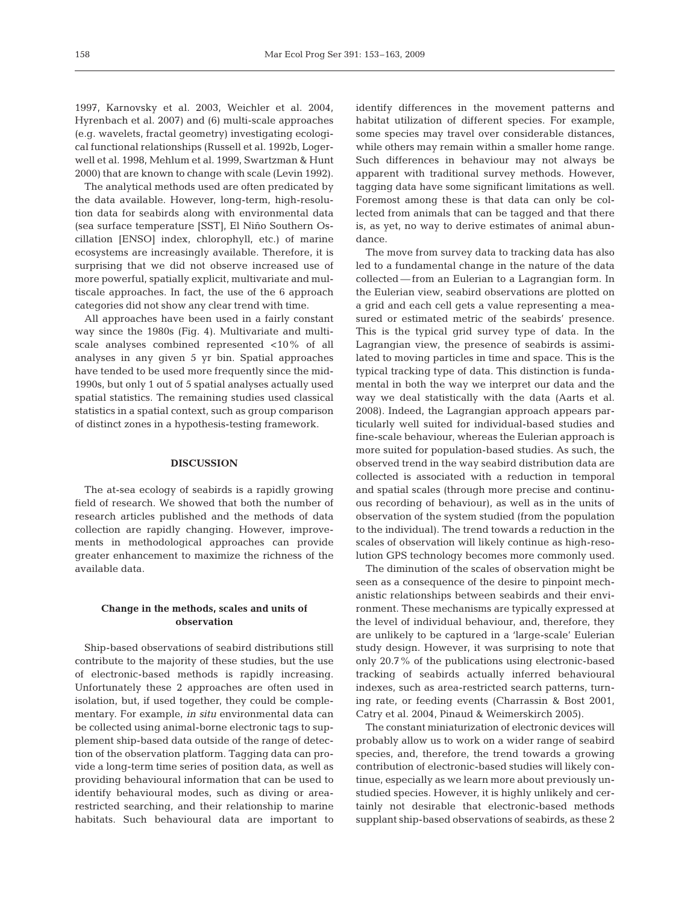1997, Karnovsky et al. 2003, Weichler et al. 2004, Hyrenbach et al. 2007) and (6) multi-scale approaches (e.g. wavelets, fractal geometry) investigating ecological functional relationships (Russell et al. 1992b, Logerwell et al. 1998, Mehlum et al. 1999, Swartzman & Hunt 2000) that are known to change with scale (Levin 1992).

The analytical methods used are often predicated by the data available. However, long-term, high-resolution data for seabirds along with environmental data (sea surface temperature [SST], El Niño Southern Oscillation [ENSO] index, chlorophyll, etc.) of marine ecosystems are increasingly available. Therefore, it is surprising that we did not observe increased use of more powerful, spatially explicit, multivariate and multiscale approaches. In fact, the use of the 6 approach categories did not show any clear trend with time.

All approaches have been used in a fairly constant way since the 1980s (Fig. 4). Multivariate and multiscale analyses combined represented <10% of all analyses in any given 5 yr bin. Spatial approaches have tended to be used more frequently since the mid-1990s, but only 1 out of 5 spatial analyses actually used spatial statistics. The remaining studies used classical statistics in a spatial context, such as group comparison of distinct zones in a hypothesis-testing framework.

## DISCUSSION

The at-sea ecology of seabirds is a rapidly growing field of research. We showed that both the number of research articles published and the methods of data collection are rapidly changing. However, improvements in methodological approaches can provide greater enhancement to maximize the richness of the available data.

### Change in the methods, scales and units of observation

Ship-based observations of seabird distributions still contribute to the majority of these studies, but the use of electronic-based methods is rapidly increasing. Unfortunately these 2 approaches are often used in isolation, but, if used together, they could be complementary. For example, *in situ* environmental data can be collected using animal-borne electronic tags to supplement ship-based data outside of the range of detection of the observation platform. Tagging data can provide a long-term time series of position data, as well as providing behavioural information that can be used to identify behavioural modes, such as diving or area-restricted searching, and their relationship to marine habitats. Such behavioural data are important to identify differences in the movement patterns and habitat utilization of different species. For example, some species may travel over considerable distances, while others may remain within a smaller home range. Such differences in behaviour may not always be apparent with traditional survey methods. However, tagging data have some significant limitations as well. Foremost among these is that data can only be collected from animals that can be tagged and that there is, as yet, no way to derive estimates of animal abundance.

The move from survey data to tracking data has also led to a fundamental change in the nature of the data collected — from an Eulerian to a Lagrangian form. In the Eulerian view, seabird observations are plotted on a grid and each cell gets a value representing a measured or estimated metric of the seabirds' presence. This is the typical grid survey type of data. In the Lagrangian view, the presence of seabirds is assimilated to moving particles in time and space. This is the typical tracking type of data. This distinction is fundamental in both the way we interpret our data and the way we deal statistically with the data (Aarts et al. 2008). Indeed, the Lagrangian approach appears particularly well suited for individual-based studies and fine-scale behaviour, whereas the Eulerian approach is more suited for population-based studies. As such, the observed trend in the way seabird distribution data are collected is associated with a reduction in temporal and spatial scales (through more precise and continuous recording of behaviour), as well as in the units of observation of the system studied (from the population to the individual). The trend towards a reduction in the scales of observation will likely continue as high-resolution GPS technology becomes more commonly used.

The diminution of the scales of observation might be seen as a consequence of the desire to pinpoint mechanistic relationships between seabirds and their environment. These mechanisms are typically expressed at the level of individual behaviour, and, therefore, they are unlikely to be captured in a 'large-scale' Eulerian study design. However, it was surprising to note that only 20.7% of the publications using electronic-based tracking of seabirds actually inferred behavioural indexes, such as area-restricted search patterns, turning rate, or feeding events (Charrassin & Bost 2001, Catry et al. 2004, Pinaud & Weimerskirch 2005).

The constant miniaturization of electronic devices will probably allow us to work on a wider range of seabird species, and, therefore, the trend towards a growing contribution of electronic-based studies will likely continue, especially as we learn more about previously unstudied species. However, it is highly unlikely and certainly not desirable that electronic-based methods supplant ship-based observations of seabirds, as these 2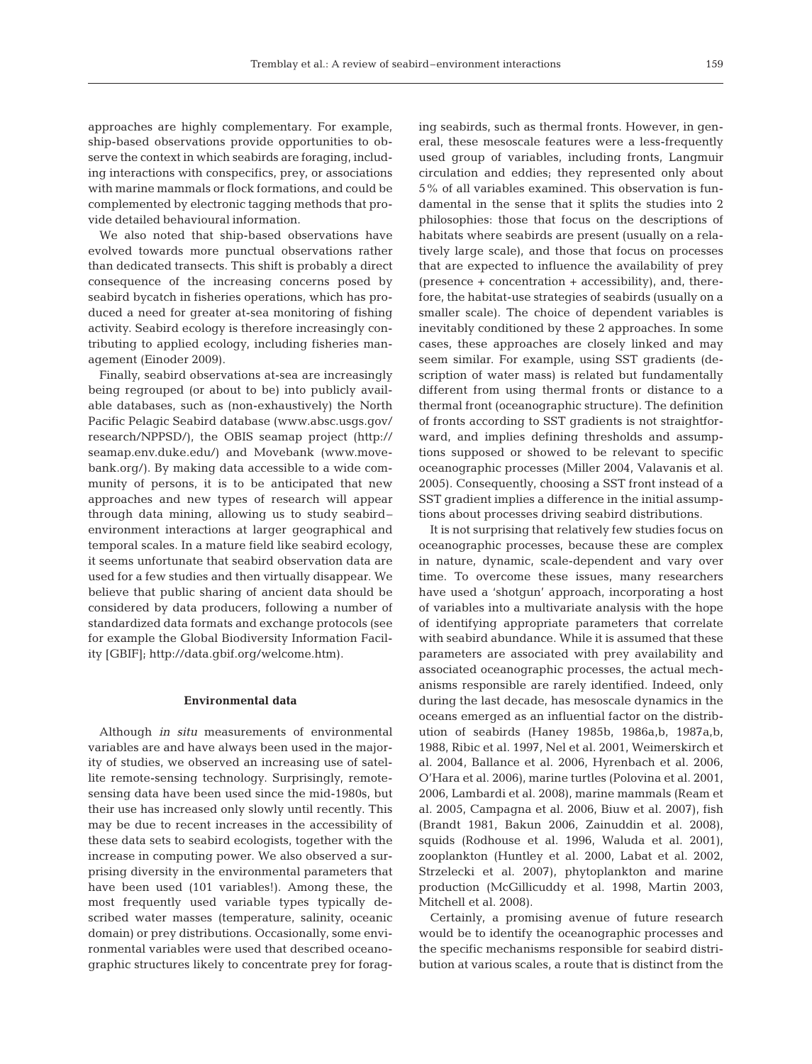approaches are highly complementary. For example, ship-based observations provide opportunities to observe the context in which seabirds are foraging, including interactions with conspecifics, prey, or associations with marine mammals or flock formations, and could be complemented by electronic tagging methods that provide detailed behavioural information.

We also noted that ship-based observations have evolved towards more punctual observations rather than dedicated transects. This shift is probably a direct consequence of the increasing concerns posed by seabird bycatch in fisheries operations, which has produced a need for greater at-sea monitoring of fishing activity. Seabird ecology is therefore increasingly contributing to applied ecology, including fisheries management (Einoder 2009).

Finally, seabird observations at-sea are increasingly being regrouped (or about to be) into publicly available databases, such as (non-exhaustively) the North Pacific Pelagic Seabird database (www.absc.usgs.gov/research/NPPSD/), the OBIS seamap project (http://seamap.env.duke.edu/) and Movebank (www.movebank.org/). By making data accessible to a wide community of persons, it is to be anticipated that new approaches and new types of research will appear through data mining, allowing us to study seabird–environment interactions at larger geographical and temporal scales. In a mature field like seabird ecology, it seems unfortunate that seabird observation data are used for a few studies and then virtually disappear. We believe that public sharing of ancient data should be considered by data producers, following a number of standardized data formats and exchange protocols (see for example the Global Biodiversity Information Facility [GBIF]; http://data.gbif.org/welcome.htm).

## Environmental data

Although *in situ* measurements of environmental variables are and have always been used in the majority of studies, we observed an increasing use of satellite remote-sensing technology. Surprisingly, remote-sensing data have been used since the mid-1980s, but their use has increased only slowly until recently. This may be due to recent increases in the accessibility of these data sets to seabird ecologists, together with the increase in computing power. We also observed a surprising diversity in the environmental parameters that have been used (101 variables!). Among these, the most frequently used variable types typically described water masses (temperature, salinity, oceanic domain) or prey distributions. Occasionally, some environmental variables were used that described oceanographic structures likely to concentrate prey for foraging seabirds, such as thermal fronts. However, in general, these mesoscale features were a less-frequently used group of variables, including fronts, Langmuir circulation and eddies; they represented only about 5% of all variables examined. This observation is fundamental in the sense that it splits the studies into 2 philosophies: those that focus on the descriptions of habitats where seabirds are present (usually on a relatively large scale), and those that focus on processes that are expected to influence the availability of prey (presence + concentration + accessibility), and, therefore, the habitat-use strategies of seabirds (usually on a smaller scale). The choice of dependent variables is inevitably conditioned by these 2 approaches. In some cases, these approaches are closely linked and may seem similar. For example, using SST gradients (description of water mass) is related but fundamentally different from using thermal fronts or distance to a thermal front (oceanographic structure). The definition of fronts according to SST gradients is not straightforward, and implies defining thresholds and assumptions supposed or showed to be relevant to specific oceanographic processes (Miller 2004, Valavanis et al. 2005). Consequently, choosing a SST front instead of a SST gradient implies a difference in the initial assumptions about processes driving seabird distributions.

It is not surprising that relatively few studies focus on oceanographic processes, because these are complex in nature, dynamic, scale-dependent and vary over time. To overcome these issues, many researchers have used a 'shotgun' approach, incorporating a host of variables into a multivariate analysis with the hope of identifying appropriate parameters that correlate with seabird abundance. While it is assumed that these parameters are associated with prey availability and associated oceanographic processes, the actual mechanisms responsible are rarely identified. Indeed, only during the last decade, has mesoscale dynamics in the oceans emerged as an influential factor on the distribution of seabirds (Haney 1985b, 1986a,b, 1987a,b, 1988, Ribic et al. 1997, Nel et al. 2001, Weimerskirch et al. 2004, Ballance et al. 2006, Hyrenbach et al. 2006, O'Hara et al. 2006), marine turtles (Polovina et al. 2001, 2006, Lambardi et al. 2008), marine mammals (Ream et al. 2005, Campagna et al. 2006, Biuw et al. 2007), fish (Brandt 1981, Bakun 2006, Zainuddin et al. 2008), squids (Rodhouse et al. 1996, Waluda et al. 2001), zooplankton (Huntley et al. 2000, Labat et al. 2002, Strzelecki et al. 2007), phytoplankton and marine production (McGillicuddy et al. 1998, Martin 2003, Mitchell et al. 2008).

Certainly, a promising avenue of future research would be to identify the oceanographic processes and the specific mechanisms responsible for seabird distribution at various scales, a route that is distinct from the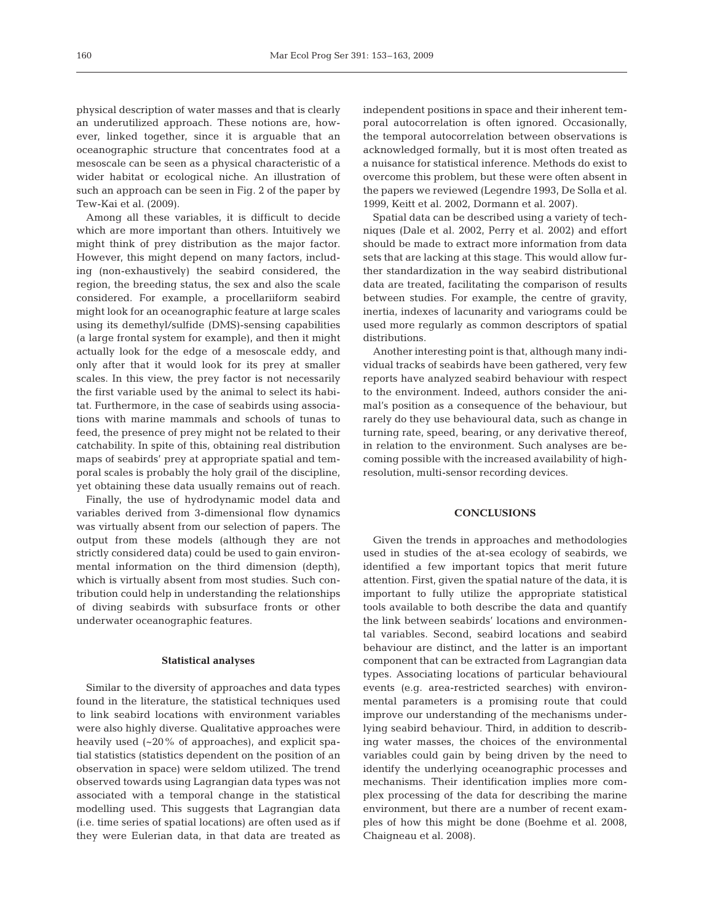physical description of water masses and that is clearly an underutilized approach. These notions are, however, linked together, since it is arguable that an oceanographic structure that concentrates food at a mesoscale can be seen as a physical characteristic of a wider habitat or ecological niche. An illustration of such an approach can be seen in Fig. 2 of the paper by Tew-Kai et al. (2009).

Among all these variables, it is difficult to decide which are more important than others. Intuitively we might think of prey distribution as the major factor. However, this might depend on many factors, including (non-exhaustively) the seabird considered, the region, the breeding status, the sex and also the scale considered. For example, a procellariiform seabird might look for an oceanographic feature at large scales using its demethyl/sulfide (DMS)-sensing capabilities (a large frontal system for example), and then it might actually look for the edge of a mesoscale eddy, and only after that it would look for its prey at smaller scales. In this view, the prey factor is not necessarily the first variable used by the animal to select its habitat. Furthermore, in the case of seabirds using associations with marine mammals and schools of tunas to feed, the presence of prey might not be related to their catchability. In spite of this, obtaining real distribution maps of seabirds' prey at appropriate spatial and temporal scales is probably the holy grail of the discipline, yet obtaining these data usually remains out of reach.

Finally, the use of hydrodynamic model data and variables derived from 3-dimensional flow dynamics was virtually absent from our selection of papers. The output from these models (although they are not strictly considered data) could be used to gain environmental information on the third dimension (depth), which is virtually absent from most studies. Such contribution could help in understanding the relationships of diving seabirds with subsurface fronts or other underwater oceanographic features.

### Statistical analyses

Similar to the diversity of approaches and data types found in the literature, the statistical techniques used to link seabird locations with environment variables were also highly diverse. Qualitative approaches were heavily used (~20% of approaches), and explicit spatial statistics (statistics dependent on the position of an observation in space) were seldom utilized. The trend observed towards using Lagrangian data types was not associated with a temporal change in the statistical modelling used. This suggests that Lagrangian data (i.e. time series of spatial locations) are often used as if they were Eulerian data, in that data are treated as independent positions in space and their inherent temporal autocorrelation is often ignored. Occasionally, the temporal autocorrelation between observations is acknowledged formally, but it is most often treated as a nuisance for statistical inference. Methods do exist to overcome this problem, but these were often absent in the papers we reviewed (Legendre 1993, De Solla et al. 1999, Keitt et al. 2002, Dormann et al. 2007).

Spatial data can be described using a variety of techniques (Dale et al. 2002, Perry et al. 2002) and effort should be made to extract more information from data sets that are lacking at this stage. This would allow further standardization in the way seabird distributional data are treated, facilitating the comparison of results between studies. For example, the centre of gravity, inertia, indexes of lacunarity and variograms could be used more regularly as common descriptors of spatial distributions.

Another interesting point is that, although many individual tracks of seabirds have been gathered, very few reports have analyzed seabird behaviour with respect to the environment. Indeed, authors consider the animal's position as a consequence of the behaviour, but rarely do they use behavioural data, such as change in turning rate, speed, bearing, or any derivative thereof, in relation to the environment. Such analyses are becoming possible with the increased availability of high-resolution, multi-sensor recording devices.

## CONCLUSIONS

Given the trends in approaches and methodologies used in studies of the at-sea ecology of seabirds, we identified a few important topics that merit future attention. First, given the spatial nature of the data, it is important to fully utilize the appropriate statistical tools available to both describe the data and quantify the link between seabirds' locations and environmental variables. Second, seabird locations and seabird behaviour are distinct, and the latter is an important component that can be extracted from Lagrangian data types. Associating locations of particular behavioural events (e.g. area-restricted searches) with environmental parameters is a promising route that could improve our understanding of the mechanisms underlying seabird behaviour. Third, in addition to describing water masses, the choices of the environmental variables could gain by being driven by the need to identify the underlying oceanographic processes and mechanisms. Their identification implies more complex processing of the data for describing the marine environment, but there are a number of recent examples of how this might be done (Boehme et al. 2008, Chaigneau et al. 2008).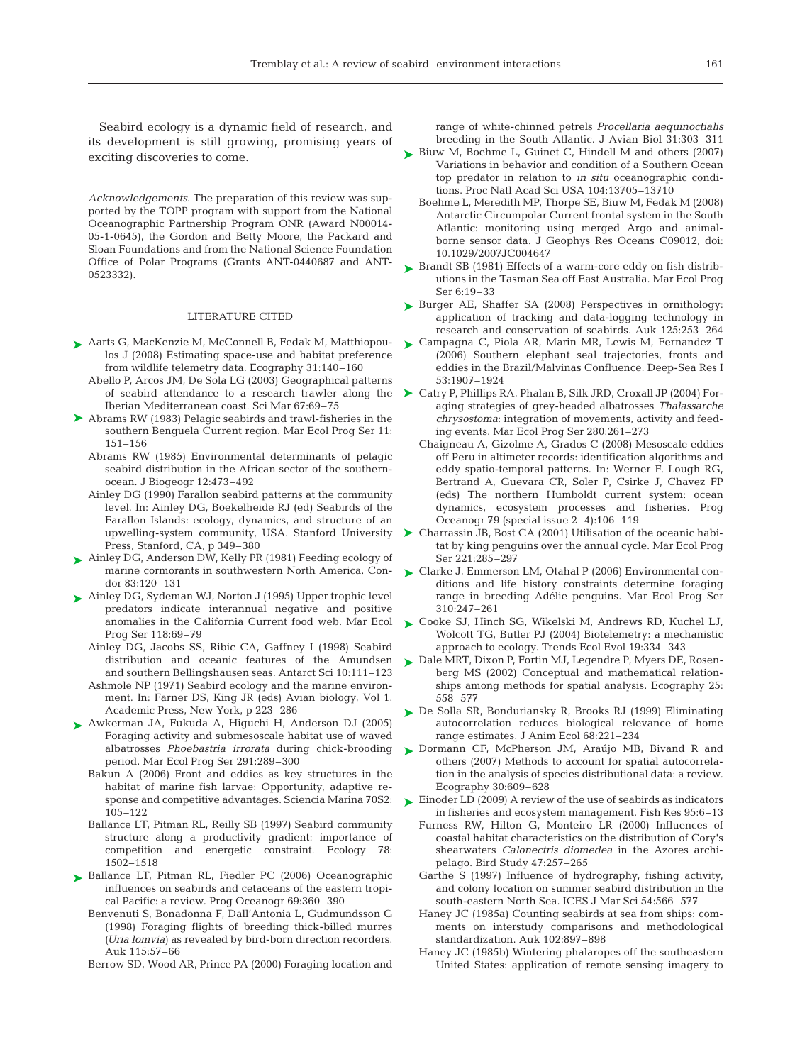Seabird ecology is a dynamic field of research, and its development is still growing, promising years of exciting discoveries to come.

*Acknowledgements.* The preparation of this review was supported by the TOPP program with support from the National Oceanographic Partnership Program ONR (Award N00014-05-1-0645), the Gordon and Betty Moore, the Packard and Sloan Foundations and from the National Science Foundation Office of Polar Programs (Grants ANT-0440687 and ANT-0523332).

## LITERATURE CITED

Aarts G, MacKenzie M, McConnell B, Fedak M, Matthiopoulos J (2008) Estimating space-use and habitat preference from wildlife telemetry data. Ecography 31:140–160

Abello P, Arcos JM, De Sola LG (2003) Geographical patterns of seabird attendance to a research trawler along the Iberian Mediterranean coast. Sci Mar 67:69–75

Abrams RW (1983) Pelagic seabirds and trawl-fisheries in the southern Benguela Current region. Mar Ecol Prog Ser 11: 151–156

Abrams RW (1985) Environmental determinants of pelagic seabird distribution in the African sector of the southern-ocean. J Biogeogr 12:473–492

Ainley DG (1990) Farallon seabird patterns at the community level. In: Ainley DG, Boekelheide RJ (ed) Seabirds of the Farallon Islands: ecology, dynamics, and structure of an upwelling-system community, USA. Stanford University Press, Stanford, CA, p 349–380

Ainley DG, Anderson DW, Kelly PR (1981) Feeding ecology of marine cormorants in southwestern North America. Condor 83:120–131

Ainley DG, Sydeman WJ, Norton J (1995) Upper trophic level predators indicate interannual negative and positive anomalies in the California Current food web. Mar Ecol Prog Ser 118:69–79

Ainley DG, Jacobs SS, Ribic CA, Gaffney I (1998) Seabird distribution and oceanic features of the Amundsen and southern Bellingshausen seas. Antarct Sci 10:111–123

Ashmole NP (1971) Seabird ecology and the marine environment. In: Farner DS, King JR (eds) Avian biology, Vol 1. Academic Press, New York, p 223–286

Awkerman JA, Fukuda A, Higuchi H, Anderson DJ (2005) Foraging activity and submesoscale habitat use of waved albatrosses *Phoebastria irrorata* during chick-brooding period. Mar Ecol Prog Ser 291:289–300

Bakun A (2006) Front and eddies as key structures in the habitat of marine fish larvae: Opportunity, adaptive response and competitive advantages. Sciencia Marina 70S2: 105–122

Ballance LT, Pitman RL, Reilly SB (1997) Seabird community structure along a productivity gradient: importance of competition and energetic constraint. Ecology 78: 1502–1518

Ballance LT, Pitman RL, Fiedler PC (2006) Oceanographic influences on seabirds and cetaceans of the eastern tropical Pacific: a review. Prog Oceanogr 69:360–390

Benvenuti S, Bonadonna F, Dall'Antonia L, Gudmundsson G (1998) Foraging flights of breeding thick-billed murres (*Uria lomvia*) as revealed by bird-born direction recorders. Auk 115:57–66

Berrow SD, Wood AR, Prince PA (2000) Foraging location and range of white-chinned petrels *Procellaria aequinoctialis* breeding in the South Atlantic. J Avian Biol 31:303–311

Biuw M, Boehme L, Guinet C, Hindell M and others (2007) Variations in behavior and condition of a Southern Ocean top predator in relation to *in situ* oceanographic conditions. Proc Natl Acad Sci USA 104:13705–13710

Boehme L, Meredith MP, Thorpe SE, Biuw M, Fedak M (2008) Antarctic Circumpolar Current frontal system in the South Atlantic: monitoring using merged Argo and animal-borne sensor data. J Geophys Res Oceans C09012, doi: 10.1029/2007JC004647

Brandt SB (1981) Effects of a warm-core eddy on fish distributions in the Tasman Sea off East Australia. Mar Ecol Prog Ser 6:19–33

Burger AE, Shaffer SA (2008) Perspectives in ornithology: application of tracking and data-logging technology in research and conservation of seabirds. Auk 125:253–264

Campagna C, Piola AR, Marin MR, Lewis M, Fernandez T (2006) Southern elephant seal trajectories, fronts and eddies in the Brazil/Malvinas Confluence. Deep-Sea Res I 53:1907–1924

Catry P, Phillips RA, Phalan B, Silk JRD, Croxall JP (2004) Foraging strategies of grey-headed albatrosses *Thalassarche chrysostoma*: integration of movements, activity and feeding events. Mar Ecol Prog Ser 280:261–273

Chaigneau A, Gizolme A, Grados C (2008) Mesoscale eddies off Peru in altimeter records: identification algorithms and eddy spatio-temporal patterns. In: Werner F, Lough RG, Bertrand A, Guevara CR, Soler P, Csirke J, Chavez FP (eds) The northern Humboldt current system: ocean dynamics, ecosystem processes and fisheries. Prog Oceanogr 79 (special issue 2–4):106–119

Charrassin JB, Bost CA (2001) Utilisation of the oceanic habitat by king penguins over the annual cycle. Mar Ecol Prog Ser 221:285–297

Clarke J, Emmerson LM, Otahal P (2006) Environmental conditions and life history constraints determine foraging range in breeding Adélie penguins. Mar Ecol Prog Ser 310:247–261

Cooke SJ, Hinch SG, Wikelski M, Andrews RD, Kuchel LJ, Wolcott TG, Butler PJ (2004) Biotelemetry: a mechanistic approach to ecology. Trends Ecol Evol 19:334–343

Dale MRT, Dixon P, Fortin MJ, Legendre P, Myers DE, Rosenberg MS (2002) Conceptual and mathematical relationships among methods for spatial analysis. Ecography 25: 558–577

De Solla SR, Bonduriansky R, Brooks RJ (1999) Eliminating autocorrelation reduces biological relevance of home range estimates. J Anim Ecol 68:221–234

Dormann CF, McPherson JM, Araújo MB, Bivand R and others (2007) Methods to account for spatial autocorrelation in the analysis of species distributional data: a review. Ecography 30:609–628

Einoder LD (2009) A review of the use of seabirds as indicators in fisheries and ecosystem management. Fish Res 95:6–13

Furness RW, Hilton G, Monteiro LR (2000) Influences of coastal habitat characteristics on the distribution of Cory's shearwaters *Calonectris diomedea* in the Azores archipelago. Bird Study 47:257–265

Garthe S (1997) Influence of hydrography, fishing activity, and colony location on summer seabird distribution in the south-eastern North Sea. ICES J Mar Sci 54:566–577

Haney JC (1985a) Counting seabirds at sea from ships: comments on interstudy comparisons and methodological standardization. Auk 102:897–898

Haney JC (1985b) Wintering phalaropes off the southeastern United States: application of remote sensing imagery to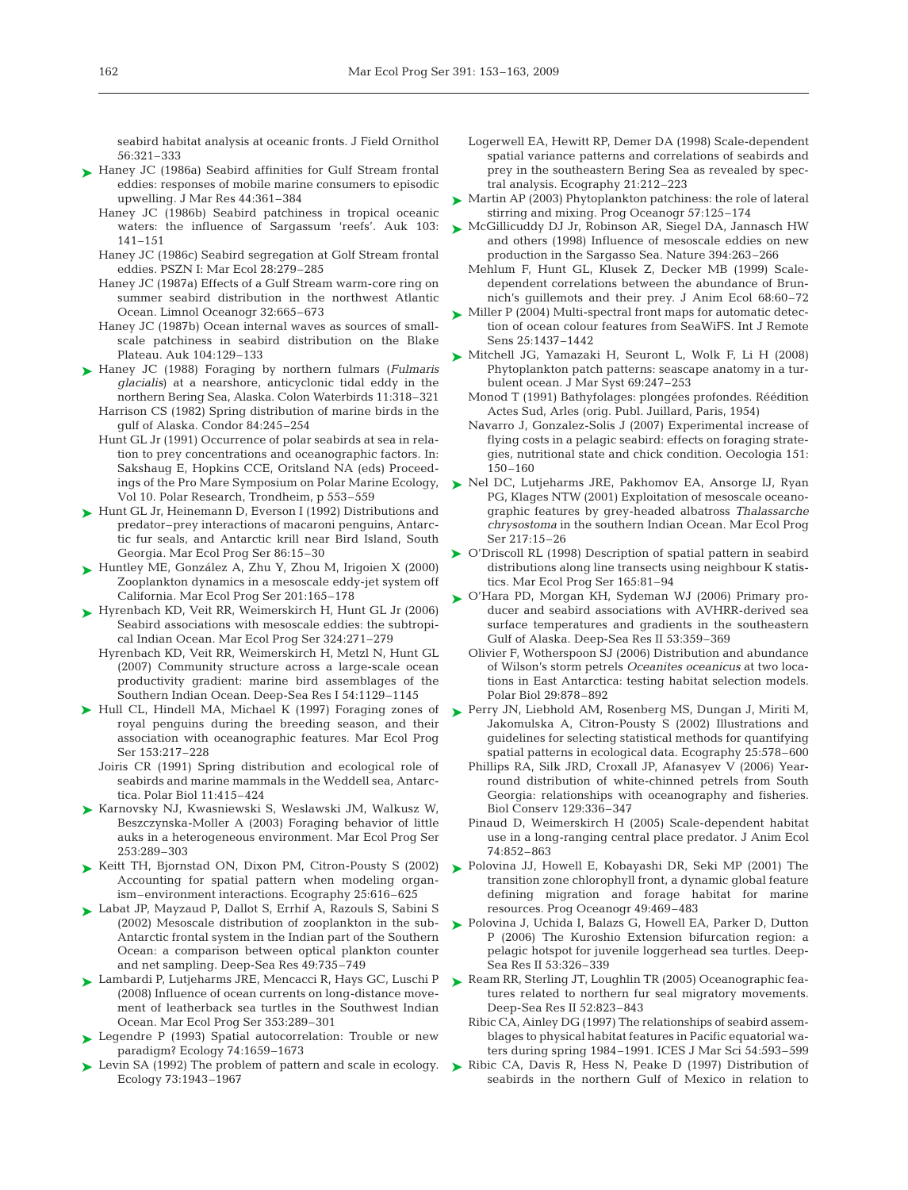seabird habitat analysis at oceanic fronts. J Field Ornithol 56:321–333

Haney JC (1986a) Seabird affinities for Gulf Stream frontal eddies: responses of mobile marine consumers to episodic upwelling. J Mar Res 44:361–384

Haney JC (1986b) Seabird patchiness in tropical oceanic waters: the influence of Sargassum 'reefs'. Auk 103: 141–151

Haney JC (1986c) Seabird segregation at Golf Stream frontal eddies. PSZN I: Mar Ecol 28:279–285

Haney JC (1987a) Effects of a Gulf Stream warm-core ring on summer seabird distribution in the northwest Atlantic Ocean. Limnol Oceanogr 32:665–673

Haney JC (1987b) Ocean internal waves as sources of small-scale patchiness in seabird distribution on the Blake Plateau. Auk 104:129–133

Haney JC (1988) Foraging by northern fulmars (*Fulmaris glacialis*) at a nearshore, anticyclonic tidal eddy in the northern Bering Sea, Alaska. Colon Waterbirds 11:318–321

Harrison CS (1982) Spring distribution of marine birds in the gulf of Alaska. Condor 84:245–254

Hunt GL Jr (1991) Occurrence of polar seabirds at sea in relation to prey concentrations and oceanographic factors. In: Sakshaug E, Hopkins CCE, Oritsland NA (eds) Proceedings of the Pro Mare Symposium on Polar Marine Ecology, Vol 10. Polar Research, Trondheim, p 553–559

Hunt GL Jr, Heinemann D, Everson I (1992) Distributions and predator–prey interactions of macaroni penguins, Antarctic fur seals, and Antarctic krill near Bird Island, South Georgia. Mar Ecol Prog Ser 86:15–30

Huntley ME, González A, Zhu Y, Zhou M, Irigoien X (2000) Zooplankton dynamics in a mesoscale eddy-jet system off California. Mar Ecol Prog Ser 201:165–178

Hyrenbach KD, Veit RR, Weimerskirch H, Hunt GL Jr (2006) Seabird associations with mesoscale eddies: the subtropical Indian Ocean. Mar Ecol Prog Ser 324:271–279

Hyrenbach KD, Veit RR, Weimerskirch H, Metzl N, Hunt GL (2007) Community structure across a large-scale ocean productivity gradient: marine bird assemblages of the Southern Indian Ocean. Deep-Sea Res I 54:1129–1145

Hull CL, Hindell MA, Michael K (1997) Foraging zones of royal penguins during the breeding season, and their association with oceanographic features. Mar Ecol Prog Ser 153:217–228

Joiris CR (1991) Spring distribution and ecological role of seabirds and marine mammals in the Weddell sea, Antarctica. Polar Biol 11:415–424

Karnovsky NJ, Kwasniewski S, Weslawski JM, Walkusz W, Beszczynska-Moller A (2003) Foraging behavior of little auks in a heterogeneous environment. Mar Ecol Prog Ser 253:289–303

Keitt TH, Bjornstad ON, Dixon PM, Citron-Pousty S (2002) Accounting for spatial pattern when modeling organism–environment interactions. Ecography 25:616–625

Labat JP, Mayzaud P, Dallot S, Errhif A, Razouls S, Sabini S (2002) Mesoscale distribution of zooplankton in the sub-Antarctic frontal system in the Indian part of the Southern Ocean: a comparison between optical plankton counter and net sampling. Deep-Sea Res 49:735–749

Lambardi P, Lutjeharms JRE, Mencacci R, Hays GC, Luschi P (2008) Influence of ocean currents on long-distance movement of leatherback sea turtles in the Southwest Indian Ocean. Mar Ecol Prog Ser 353:289–301

Legendre P (1993) Spatial autocorrelation: Trouble or new paradigm? Ecology 74:1659–1673

Levin SA (1992) The problem of pattern and scale in ecology. Ecology 73:1943–1967

Logerwell EA, Hewitt RP, Demer DA (1998) Scale-dependent spatial variance patterns and correlations of seabirds and prey in the southeastern Bering Sea as revealed by spectral analysis. Ecography 21:212–223

Martin AP (2003) Phytoplankton patchiness: the role of lateral stirring and mixing. Prog Oceanogr 57:125–174

McGillicuddy DJ Jr, Robinson AR, Siegel DA, Jannasch HW and others (1998) Influence of mesoscale eddies on new production in the Sargasso Sea. Nature 394:263–266

Mehlum F, Hunt GL, Klusek Z, Decker MB (1999) Scale-dependent correlations between the abundance of Brunnich's guillemots and their prey. J Anim Ecol 68:60–72

Miller P (2004) Multi-spectral front maps for automatic detection of ocean colour features from SeaWiFS. Int J Remote Sens 25:1437–1442

Mitchell JG, Yamazaki H, Seuront L, Wolk F, Li H (2008) Phytoplankton patch patterns: seascape anatomy in a turbulent ocean. J Mar Syst 69:247–253

Monod T (1991) Bathyfolages: plongées profondes. Réédition Actes Sud, Arles (orig. Publ. Juillard, Paris, 1954)

Navarro J, Gonzalez-Solis J (2007) Experimental increase of flying costs in a pelagic seabird: effects on foraging strategies, nutritional state and chick condition. Oecologia 151: 150–160

Nel DC, Lutjeharms JRE, Pakhomov EA, Ansorge IJ, Ryan PG, Klages NTW (2001) Exploitation of mesoscale oceanographic features by grey-headed albatross *Thalassarche chrysostoma* in the southern Indian Ocean. Mar Ecol Prog Ser 217:15–26

O'Driscoll RL (1998) Description of spatial pattern in seabird distributions along line transects using neighbour K statistics. Mar Ecol Prog Ser 165:81–94

O'Hara PD, Morgan KH, Sydeman WJ (2006) Primary producer and seabird associations with AVHRR-derived sea surface temperatures and gradients in the southeastern Gulf of Alaska. Deep-Sea Res II 53:359–369

Olivier F, Wotherspoon SJ (2006) Distribution and abundance of Wilson's storm petrels *Oceanites oceanicus* at two locations in East Antarctica: testing habitat selection models. Polar Biol 29:878–892

Perry JN, Liebhold AM, Rosenberg MS, Dungan J, Miriti M, Jakomulska A, Citron-Pousty S (2002) Illustrations and guidelines for selecting statistical methods for quantifying spatial patterns in ecological data. Ecography 25:578–600

Phillips RA, Silk JRD, Croxall JP, Afanasyev V (2006) Year-round distribution of white-chinned petrels from South Georgia: relationships with oceanography and fisheries. Biol Conserv 129:336–347

Pinaud D, Weimerskirch H (2005) Scale-dependent habitat use in a long-ranging central place predator. J Anim Ecol 74:852–863

Polovina JJ, Howell E, Kobayashi DR, Seki MP (2001) The transition zone chlorophyll front, a dynamic global feature defining migration and forage habitat for marine resources. Prog Oceanogr 49:469–483

Polovina J, Uchida I, Balazs G, Howell EA, Parker D, Dutton P (2006) The Kuroshio Extension bifurcation region: a pelagic hotspot for juvenile loggerhead sea turtles. Deep-Sea Res II 53:326–339

Ream RR, Sterling JT, Loughlin TR (2005) Oceanographic features related to northern fur seal migratory movements. Deep-Sea Res II 52:823–843

Ribic CA, Ainley DG (1997) The relationships of seabird assemblages to physical habitat features in Pacific equatorial waters during spring 1984–1991. ICES J Mar Sci 54:593–599

Ribic CA, Davis R, Hess N, Peake D (1997) Distribution of seabirds in the northern Gulf of Mexico in relation to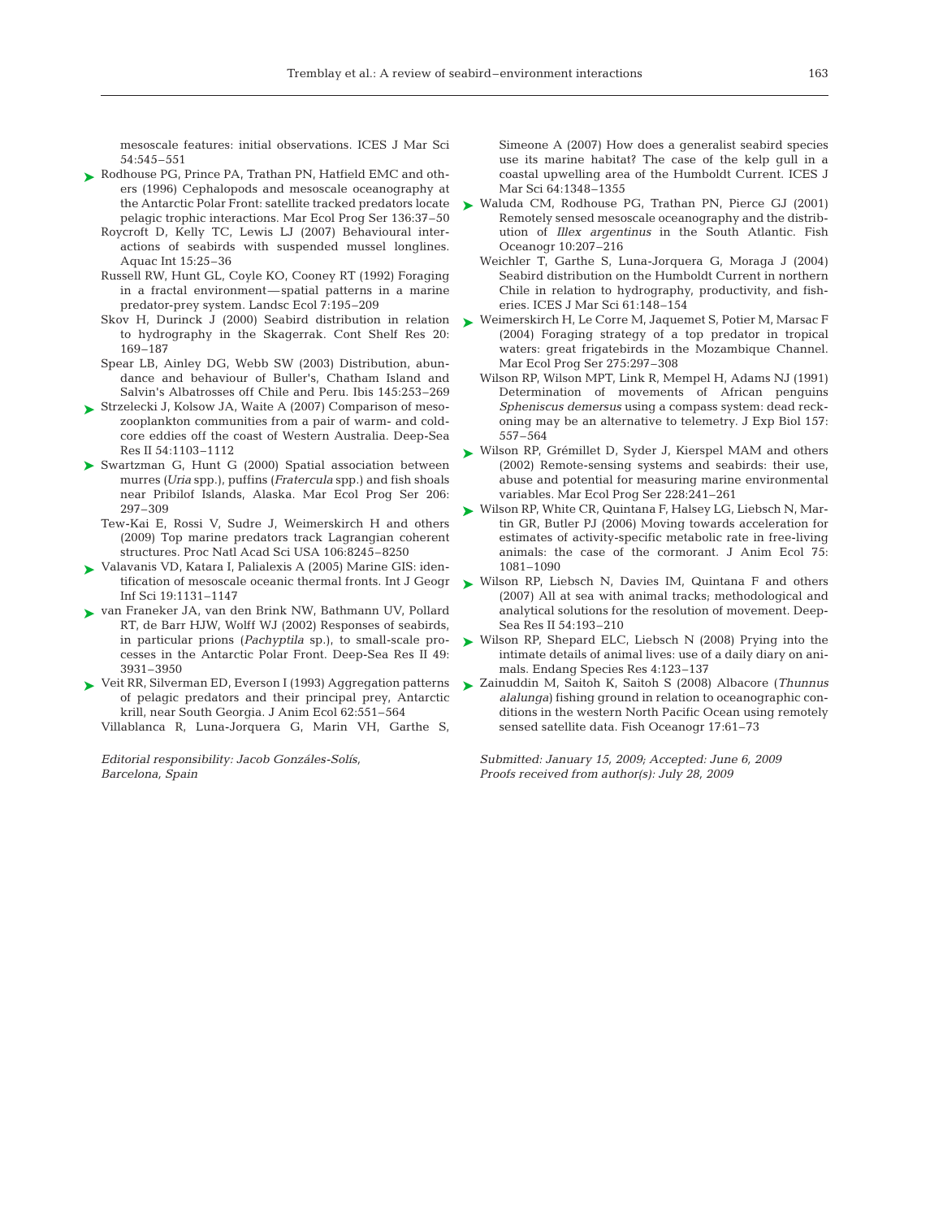mesoscale features: initial observations. ICES J Mar Sci 54:545–551

Rodhouse PG, Prince PA, Trathan PN, Hatfield EMC and others (1996) Cephalopods and mesoscale oceanography at the Antarctic Polar Front: satellite tracked predators locate pelagic trophic interactions. Mar Ecol Prog Ser 136:37–50

Roycroft D, Kelly TC, Lewis LJ (2007) Behavioural interactions of seabirds with suspended mussel longlines. Aquac Int 15:25–36

Russell RW, Hunt GL, Coyle KO, Cooney RT (1992) Foraging in a fractal environment — spatial patterns in a marine predator-prey system. Landsc Ecol 7:195–209

Skov H, Durinck J (2000) Seabird distribution in relation to hydrography in the Skagerrak. Cont Shelf Res 20: 169–187

Spear LB, Ainley DG, Webb SW (2003) Distribution, abundance and behaviour of Buller's, Chatham Island and Salvin's Albatrosses off Chile and Peru. Ibis 145:253–269

Strzelecki J, Kolsow JA, Waite A (2007) Comparison of mesozooplankton communities from a pair of warm- and cold-core eddies off the coast of Western Australia. Deep-Sea Res II 54:1103–1112

Swartzman G, Hunt G (2000) Spatial association between murres (*Uria* spp.), puffins (*Fratercula* spp.) and fish shoals near Pribilof Islands, Alaska. Mar Ecol Prog Ser 206: 297–309

Tew-Kai E, Rossi V, Sudre J, Weimerskirch H and others (2009) Top marine predators track Lagrangian coherent structures. Proc Natl Acad Sci USA 106:8245–8250

Valavanis VD, Katara I, Palialexis A (2005) Marine GIS: identification of mesoscale oceanic thermal fronts. Int J Geogr Inf Sci 19:1131–1147

van Franeker JA, van den Brink NW, Bathmann UV, Pollard RT, de Barr HJW, Wolff WJ (2002) Responses of seabirds, in particular prions (*Pachyptila* sp.), to small-scale processes in the Antarctic Polar Front. Deep-Sea Res II 49: 3931–3950

Veit RR, Silverman ED, Everson I (1993) Aggregation patterns of pelagic predators and their principal prey, Antarctic krill, near South Georgia. J Anim Ecol 62:551–564

Villablanca R, Luna-Jorquera G, Marin VH, Garthe S, Simeone A (2007) How does a generalist seabird species use its marine habitat? The case of the kelp gull in a coastal upwelling area of the Humboldt Current. ICES J Mar Sci 64:1348–1355

Waluda CM, Rodhouse PG, Trathan PN, Pierce GJ (2001) Remotely sensed mesoscale oceanography and the distribution of *Illex argentinus* in the South Atlantic. Fish Oceanogr 10:207–216

Weichler T, Garthe S, Luna-Jorquera G, Moraga J (2004) Seabird distribution on the Humboldt Current in northern Chile in relation to hydrography, productivity, and fisheries. ICES J Mar Sci 61:148–154

Weimerskirch H, Le Corre M, Jaquemet S, Potier M, Marsac F (2004) Foraging strategy of a top predator in tropical waters: great frigatebirds in the Mozambique Channel. Mar Ecol Prog Ser 275:297–308

Wilson RP, Wilson MPT, Link R, Mempel H, Adams NJ (1991) Determination of movements of African penguins *Spheniscus demersus* using a compass system: dead reckoning may be an alternative to telemetry. J Exp Biol 157: 557–564

Wilson RP, Grémillet D, Syder J, Kierspel MAM and others (2002) Remote-sensing systems and seabirds: their use, abuse and potential for measuring marine environmental variables. Mar Ecol Prog Ser 228:241–261

Wilson RP, White CR, Quintana F, Halsey LG, Liebsch N, Martin GR, Butler PJ (2006) Moving towards acceleration for estimates of activity-specific metabolic rate in free-living animals: the case of the cormorant. J Anim Ecol 75: 1081–1090

Wilson RP, Liebsch N, Davies IM, Quintana F and others (2007) All at sea with animal tracks; methodological and analytical solutions for the resolution of movement. Deep-Sea Res II 54:193–210

Wilson RP, Shepard ELC, Liebsch N (2008) Prying into the intimate details of animal lives: use of a daily diary on animals. Endang Species Res 4:123–137

Zainuddin M, Saitoh K, Saitoh S (2008) Albacore (*Thunnus alalunga*) fishing ground in relation to oceanographic conditions in the western North Pacific Ocean using remotely sensed satellite data. Fish Oceanogr 17:61–73

*Editorial responsibility: Jacob Gonzáles-Solís, Barcelona, Spain*

*Submitted: January 15, 2009; Accepted: June 6, 2009*
*Proofs received from author(s): July 28, 2009*